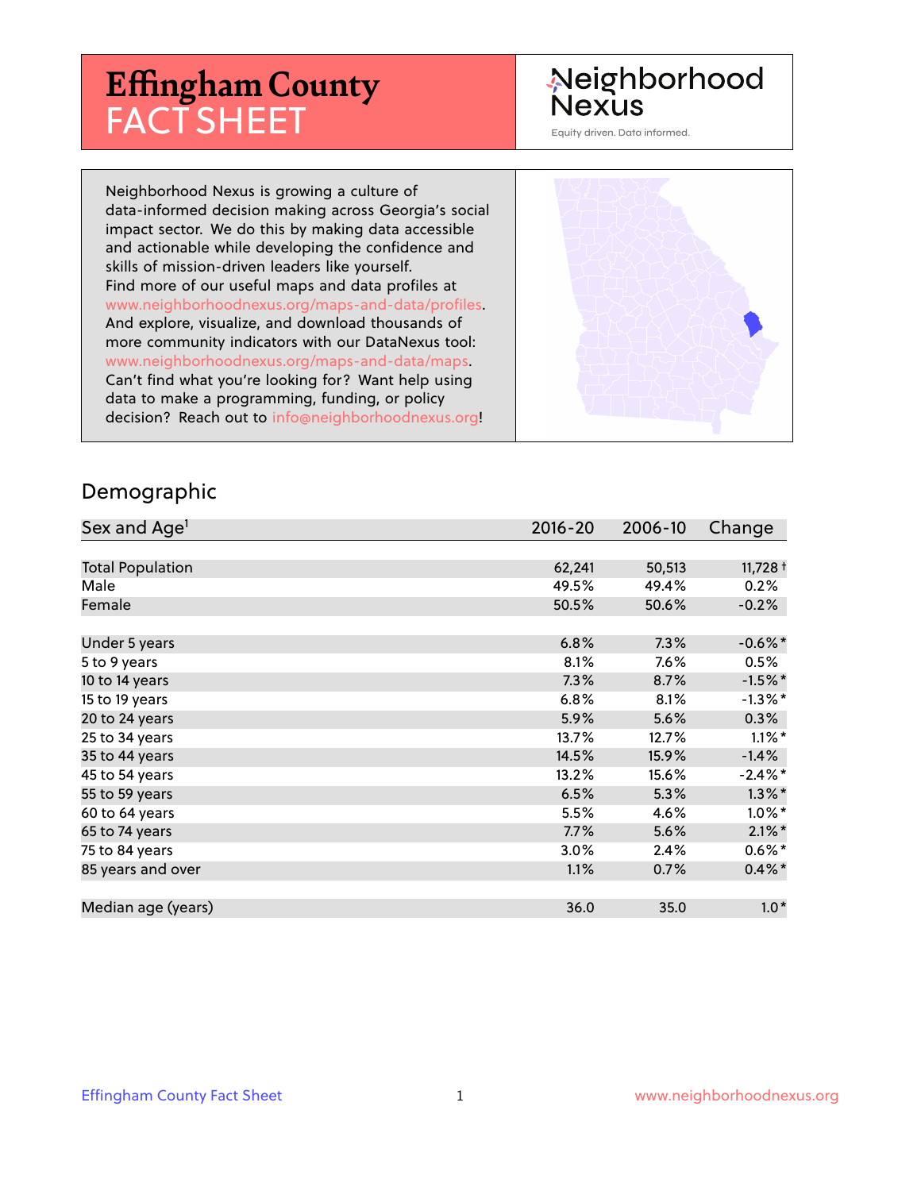# Effingham County FACT SHEET

Neighborhood Nexus

Equity driven. Data informed.

Neighborhood Nexus is growing a culture of data-informed decision making across Georgia's social impact sector. We do this by making data accessible and actionable while developing the confidence and skills of mission-driven leaders like yourself. Find more of our useful maps and data profiles at www.neighborhoodnexus.org/maps-and-data/profiles. And explore, visualize, and download thousands of more community indicators with our DataNexus tool: www.neighborhoodnexus.org/maps-and-data/maps. Can't find what you're looking for? Want help using data to make a programming, funding, or policy decision? Reach out to info@neighborhoodnexus.org!

## Demographic

| Sex and Age[1] | 2016-20 | 2006-10 | Change |
|---|---|---|---|
| Total Population | 62,241 | 50,513 | 11,728 † |
| Male | 49.5% | 49.4% | 0.2% |
| Female | 50.5% | 50.6% | -0.2% |
| | | | |
| Under 5 years | 6.8% | 7.3% | -0.6% * |
| 5 to 9 years | 8.1% | 7.6% | 0.5% |
| 10 to 14 years | 7.3% | 8.7% | -1.5% * |
| 15 to 19 years | 6.8% | 8.1% | -1.3% * |
| 20 to 24 years | 5.9% | 5.6% | 0.3% |
| 25 to 34 years | 13.7% | 12.7% | 1.1% * |
| 35 to 44 years | 14.5% | 15.9% | -1.4% |
| 45 to 54 years | 13.2% | 15.6% | -2.4% * |
| 55 to 59 years | 6.5% | 5.3% | 1.3% * |
| 60 to 64 years | 5.5% | 4.6% | 1.0% * |
| 65 to 74 years | 7.7% | 5.6% | 2.1% * |
| 75 to 84 years | 3.0% | 2.4% | 0.6% * |
| 85 years and over | 1.1% | 0.7% | 0.4% * |
| | | | |
| Median age (years) | 36.0 | 35.0 | 1.0 * |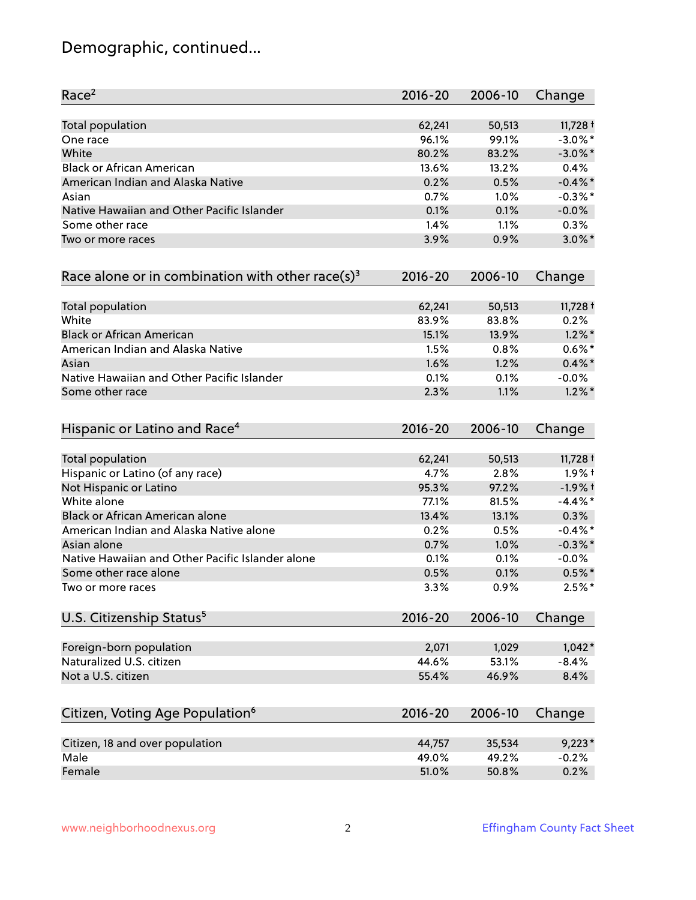## Demographic, continued...

| Race[2] | 2016-20 | 2006-10 | Change |
|---|---|---|---|
| Total population | 62,241 | 50,513 | 11,728 † |
| One race | 96.1% | 99.1% | -3.0% * |
| White | 80.2% | 83.2% | -3.0% * |
| Black or African American | 13.6% | 13.2% | 0.4% |
| American Indian and Alaska Native | 0.2% | 0.5% | -0.4% * |
| Asian | 0.7% | 1.0% | -0.3% * |
| Native Hawaiian and Other Pacific Islander | 0.1% | 0.1% | -0.0% |
| Some other race | 1.4% | 1.1% | 0.3% |
| Two or more races | 3.9% | 0.9% | 3.0% * |

| Race alone or in combination with other race(s)[3] | 2016-20 | 2006-10 | Change |
|---|---|---|---|
| Total population | 62,241 | 50,513 | 11,728 † |
| White | 83.9% | 83.8% | 0.2% |
| Black or African American | 15.1% | 13.9% | 1.2% * |
| American Indian and Alaska Native | 1.5% | 0.8% | 0.6% * |
| Asian | 1.6% | 1.2% | 0.4% * |
| Native Hawaiian and Other Pacific Islander | 0.1% | 0.1% | -0.0% |
| Some other race | 2.3% | 1.1% | 1.2% * |

| Hispanic or Latino and Race[4] | 2016-20 | 2006-10 | Change |
|---|---|---|---|
| Total population | 62,241 | 50,513 | 11,728 † |
| Hispanic or Latino (of any race) | 4.7% | 2.8% | 1.9% † |
| Not Hispanic or Latino | 95.3% | 97.2% | -1.9% † |
| White alone | 77.1% | 81.5% | -4.4% * |
| Black or African American alone | 13.4% | 13.1% | 0.3% |
| American Indian and Alaska Native alone | 0.2% | 0.5% | -0.4% * |
| Asian alone | 0.7% | 1.0% | -0.3% * |
| Native Hawaiian and Other Pacific Islander alone | 0.1% | 0.1% | -0.0% |
| Some other race alone | 0.5% | 0.1% | 0.5% * |
| Two or more races | 3.3% | 0.9% | 2.5% * |

| U.S. Citizenship Status[5] | 2016-20 | 2006-10 | Change |
|---|---|---|---|
| Foreign-born population | 2,071 | 1,029 | 1,042 * |
| Naturalized U.S. citizen | 44.6% | 53.1% | -8.4% |
| Not a U.S. citizen | 55.4% | 46.9% | 8.4% |

| Citizen, Voting Age Population[6] | 2016-20 | 2006-10 | Change |
|---|---|---|---|
| Citizen, 18 and over population | 44,757 | 35,534 | 9,223 * |
| Male | 49.0% | 49.2% | -0.2% |
| Female | 51.0% | 50.8% | 0.2% |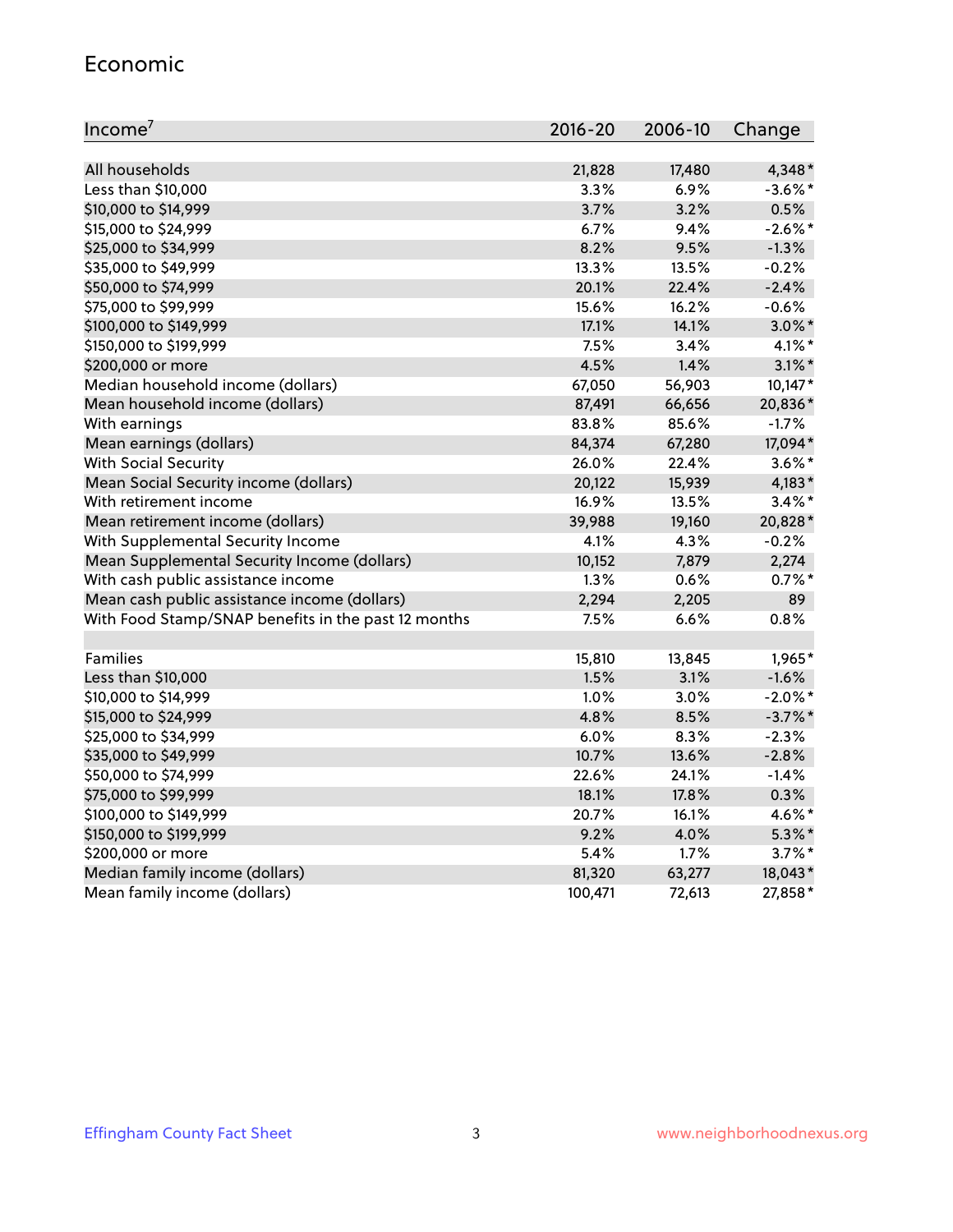## Economic

| Income[7] | 2016-20 | 2006-10 | Change |
|---|---|---|---|
| All households | 21,828 | 17,480 | 4,348* |
| Less than $10,000 | 3.3% | 6.9% | -3.6%* |
| $10,000 to $14,999 | 3.7% | 3.2% | 0.5% |
| $15,000 to $24,999 | 6.7% | 9.4% | -2.6%* |
| $25,000 to $34,999 | 8.2% | 9.5% | -1.3% |
| $35,000 to $49,999 | 13.3% | 13.5% | -0.2% |
| $50,000 to $74,999 | 20.1% | 22.4% | -2.4% |
| $75,000 to $99,999 | 15.6% | 16.2% | -0.6% |
| $100,000 to $149,999 | 17.1% | 14.1% | 3.0%* |
| $150,000 to $199,999 | 7.5% | 3.4% | 4.1%* |
| $200,000 or more | 4.5% | 1.4% | 3.1%* |
| Median household income (dollars) | 67,050 | 56,903 | 10,147* |
| Mean household income (dollars) | 87,491 | 66,656 | 20,836* |
| With earnings | 83.8% | 85.6% | -1.7% |
| Mean earnings (dollars) | 84,374 | 67,280 | 17,094* |
| With Social Security | 26.0% | 22.4% | 3.6%* |
| Mean Social Security income (dollars) | 20,122 | 15,939 | 4,183* |
| With retirement income | 16.9% | 13.5% | 3.4%* |
| Mean retirement income (dollars) | 39,988 | 19,160 | 20,828* |
| With Supplemental Security Income | 4.1% | 4.3% | -0.2% |
| Mean Supplemental Security Income (dollars) | 10,152 | 7,879 | 2,274 |
| With cash public assistance income | 1.3% | 0.6% | 0.7%* |
| Mean cash public assistance income (dollars) | 2,294 | 2,205 | 89 |
| With Food Stamp/SNAP benefits in the past 12 months | 7.5% | 6.6% | 0.8% |
| | | | |
| Families | 15,810 | 13,845 | 1,965* |
| Less than $10,000 | 1.5% | 3.1% | -1.6% |
| $10,000 to $14,999 | 1.0% | 3.0% | -2.0%* |
| $15,000 to $24,999 | 4.8% | 8.5% | -3.7%* |
| $25,000 to $34,999 | 6.0% | 8.3% | -2.3% |
| $35,000 to $49,999 | 10.7% | 13.6% | -2.8% |
| $50,000 to $74,999 | 22.6% | 24.1% | -1.4% |
| $75,000 to $99,999 | 18.1% | 17.8% | 0.3% |
| $100,000 to $149,999 | 20.7% | 16.1% | 4.6%* |
| $150,000 to $199,999 | 9.2% | 4.0% | 5.3%* |
| $200,000 or more | 5.4% | 1.7% | 3.7%* |
| Median family income (dollars) | 81,320 | 63,277 | 18,043* |
| Mean family income (dollars) | 100,471 | 72,613 | 27,858* |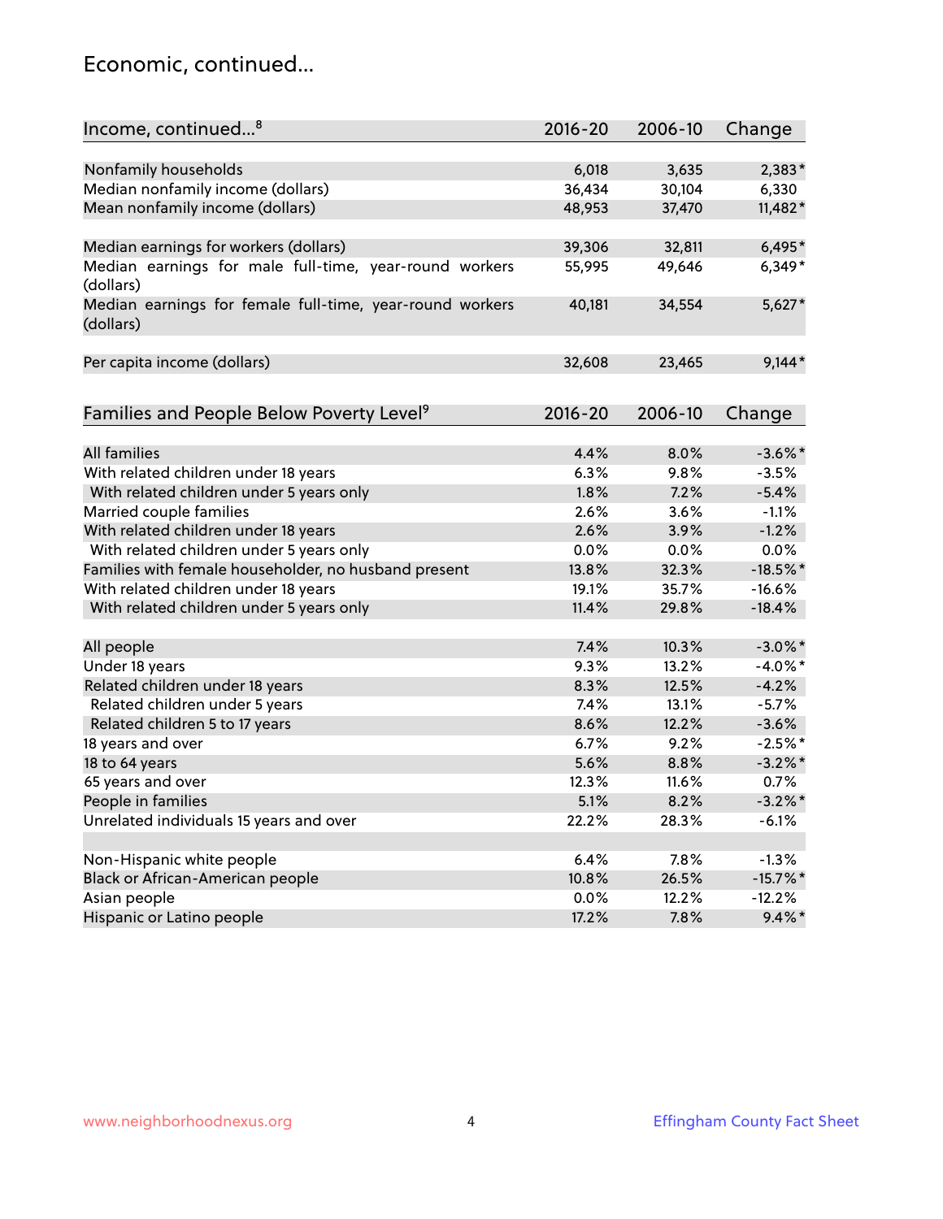## Economic, continued...

| Income, continued...[8] | 2016-20 | 2006-10 | Change |
|---|---|---|---|
| Nonfamily households | 6,018 | 3,635 | 2,383* |
| Median nonfamily income (dollars) | 36,434 | 30,104 | 6,330 |
| Mean nonfamily income (dollars) | 48,953 | 37,470 | 11,482* |
| | | | |
| Median earnings for workers (dollars) | 39,306 | 32,811 | 6,495* |
| Median earnings for male full-time, year-round workers (dollars) | 55,995 | 49,646 | 6,349* |
| Median earnings for female full-time, year-round workers (dollars) | 40,181 | 34,554 | 5,627* |
| | | | |
| Per capita income (dollars) | 32,608 | 23,465 | 9,144* |

| Families and People Below Poverty Level[9] | 2016-20 | 2006-10 | Change |
|---|---|---|---|
| All families | 4.4% | 8.0% | -3.6%* |
| With related children under 18 years | 6.3% | 9.8% | -3.5% |
| With related children under 5 years only | 1.8% | 7.2% | -5.4% |
| Married couple families | 2.6% | 3.6% | -1.1% |
| With related children under 18 years | 2.6% | 3.9% | -1.2% |
| With related children under 5 years only | 0.0% | 0.0% | 0.0% |
| Families with female householder, no husband present | 13.8% | 32.3% | -18.5%* |
| With related children under 18 years | 19.1% | 35.7% | -16.6% |
| With related children under 5 years only | 11.4% | 29.8% | -18.4% |
| | | | |
| All people | 7.4% | 10.3% | -3.0%* |
| Under 18 years | 9.3% | 13.2% | -4.0%* |
| Related children under 18 years | 8.3% | 12.5% | -4.2% |
| Related children under 5 years | 7.4% | 13.1% | -5.7% |
| Related children 5 to 17 years | 8.6% | 12.2% | -3.6% |
| 18 years and over | 6.7% | 9.2% | -2.5%* |
| 18 to 64 years | 5.6% | 8.8% | -3.2%* |
| 65 years and over | 12.3% | 11.6% | 0.7% |
| People in families | 5.1% | 8.2% | -3.2%* |
| Unrelated individuals 15 years and over | 22.2% | 28.3% | -6.1% |
| | | | |
| Non-Hispanic white people | 6.4% | 7.8% | -1.3% |
| Black or African-American people | 10.8% | 26.5% | -15.7%* |
| Asian people | 0.0% | 12.2% | -12.2% |
| Hispanic or Latino people | 17.2% | 7.8% | 9.4%* |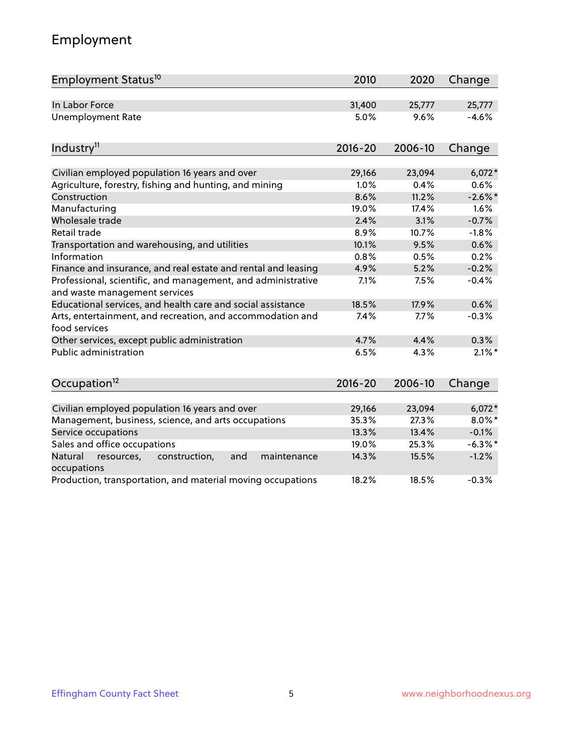# Employment

| Employment Status[10] | 2010 | 2020 | Change |
|---|---|---|---|
| In Labor Force | 31,400 | 25,777 | 25,777 |
| Unemployment Rate | 5.0% | 9.6% | -4.6% |

| Industry[11] | 2016-20 | 2006-10 | Change |
|---|---|---|---|
| Civilian employed population 16 years and over | 29,166 | 23,094 | 6,072* |
| Agriculture, forestry, fishing and hunting, and mining | 1.0% | 0.4% | 0.6% |
| Construction | 8.6% | 11.2% | -2.6%* |
| Manufacturing | 19.0% | 17.4% | 1.6% |
| Wholesale trade | 2.4% | 3.1% | -0.7% |
| Retail trade | 8.9% | 10.7% | -1.8% |
| Transportation and warehousing, and utilities | 10.1% | 9.5% | 0.6% |
| Information | 0.8% | 0.5% | 0.2% |
| Finance and insurance, and real estate and rental and leasing | 4.9% | 5.2% | -0.2% |
| Professional, scientific, and management, and administrative and waste management services | 7.1% | 7.5% | -0.4% |
| Educational services, and health care and social assistance | 18.5% | 17.9% | 0.6% |
| Arts, entertainment, and recreation, and accommodation and food services | 7.4% | 7.7% | -0.3% |
| Other services, except public administration | 4.7% | 4.4% | 0.3% |
| Public administration | 6.5% | 4.3% | 2.1%* |

| Occupation[12] | 2016-20 | 2006-10 | Change |
|---|---|---|---|
| Civilian employed population 16 years and over | 29,166 | 23,094 | 6,072* |
| Management, business, science, and arts occupations | 35.3% | 27.3% | 8.0%* |
| Service occupations | 13.3% | 13.4% | -0.1% |
| Sales and office occupations | 19.0% | 25.3% | -6.3%* |
| Natural resources, construction, and maintenance occupations | 14.3% | 15.5% | -1.2% |
| Production, transportation, and material moving occupations | 18.2% | 18.5% | -0.3% |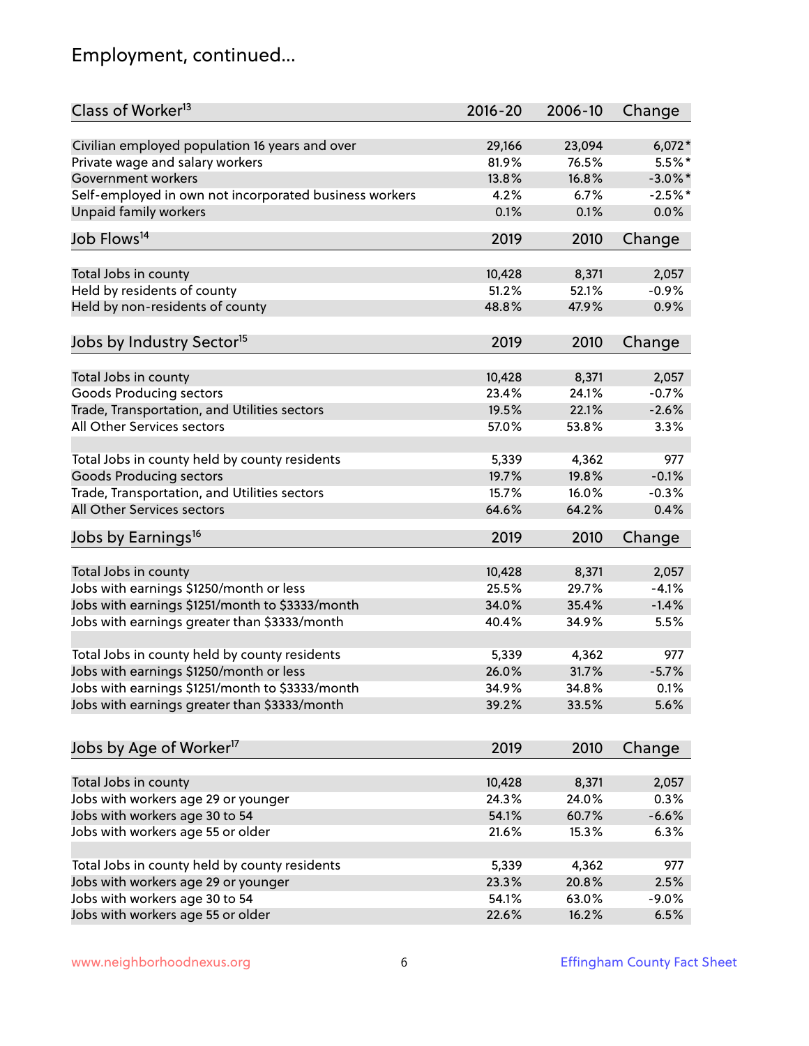## Employment, continued...

| Class of Worker[13] | 2016-20 | 2006-10 | Change |
|---|---|---|---|
| Civilian employed population 16 years and over | 29,166 | 23,094 | 6,072* |
| Private wage and salary workers | 81.9% | 76.5% | 5.5%* |
| Government workers | 13.8% | 16.8% | -3.0%* |
| Self-employed in own not incorporated business workers | 4.2% | 6.7% | -2.5%* |
| Unpaid family workers | 0.1% | 0.1% | 0.0% |

| Job Flows[14] | 2019 | 2010 | Change |
|---|---|---|---|
| Total Jobs in county | 10,428 | 8,371 | 2,057 |
| Held by residents of county | 51.2% | 52.1% | -0.9% |
| Held by non-residents of county | 48.8% | 47.9% | 0.9% |

| Jobs by Industry Sector[15] | 2019 | 2010 | Change |
|---|---|---|---|
| Total Jobs in county | 10,428 | 8,371 | 2,057 |
| Goods Producing sectors | 23.4% | 24.1% | -0.7% |
| Trade, Transportation, and Utilities sectors | 19.5% | 22.1% | -2.6% |
| All Other Services sectors | 57.0% | 53.8% | 3.3% |
| | | | |
| Total Jobs in county held by county residents | 5,339 | 4,362 | 977 |
| Goods Producing sectors | 19.7% | 19.8% | -0.1% |
| Trade, Transportation, and Utilities sectors | 15.7% | 16.0% | -0.3% |
| All Other Services sectors | 64.6% | 64.2% | 0.4% |

| Jobs by Earnings[16] | 2019 | 2010 | Change |
|---|---|---|---|
| Total Jobs in county | 10,428 | 8,371 | 2,057 |
| Jobs with earnings $1250/month or less | 25.5% | 29.7% | -4.1% |
| Jobs with earnings $1251/month to $3333/month | 34.0% | 35.4% | -1.4% |
| Jobs with earnings greater than $3333/month | 40.4% | 34.9% | 5.5% |
| | | | |
| Total Jobs in county held by county residents | 5,339 | 4,362 | 977 |
| Jobs with earnings $1250/month or less | 26.0% | 31.7% | -5.7% |
| Jobs with earnings $1251/month to $3333/month | 34.9% | 34.8% | 0.1% |
| Jobs with earnings greater than $3333/month | 39.2% | 33.5% | 5.6% |

| Jobs by Age of Worker[17] | 2019 | 2010 | Change |
|---|---|---|---|
| Total Jobs in county | 10,428 | 8,371 | 2,057 |
| Jobs with workers age 29 or younger | 24.3% | 24.0% | 0.3% |
| Jobs with workers age 30 to 54 | 54.1% | 60.7% | -6.6% |
| Jobs with workers age 55 or older | 21.6% | 15.3% | 6.3% |
| | | | |
| Total Jobs in county held by county residents | 5,339 | 4,362 | 977 |
| Jobs with workers age 29 or younger | 23.3% | 20.8% | 2.5% |
| Jobs with workers age 30 to 54 | 54.1% | 63.0% | -9.0% |
| Jobs with workers age 55 or older | 22.6% | 16.2% | 6.5% |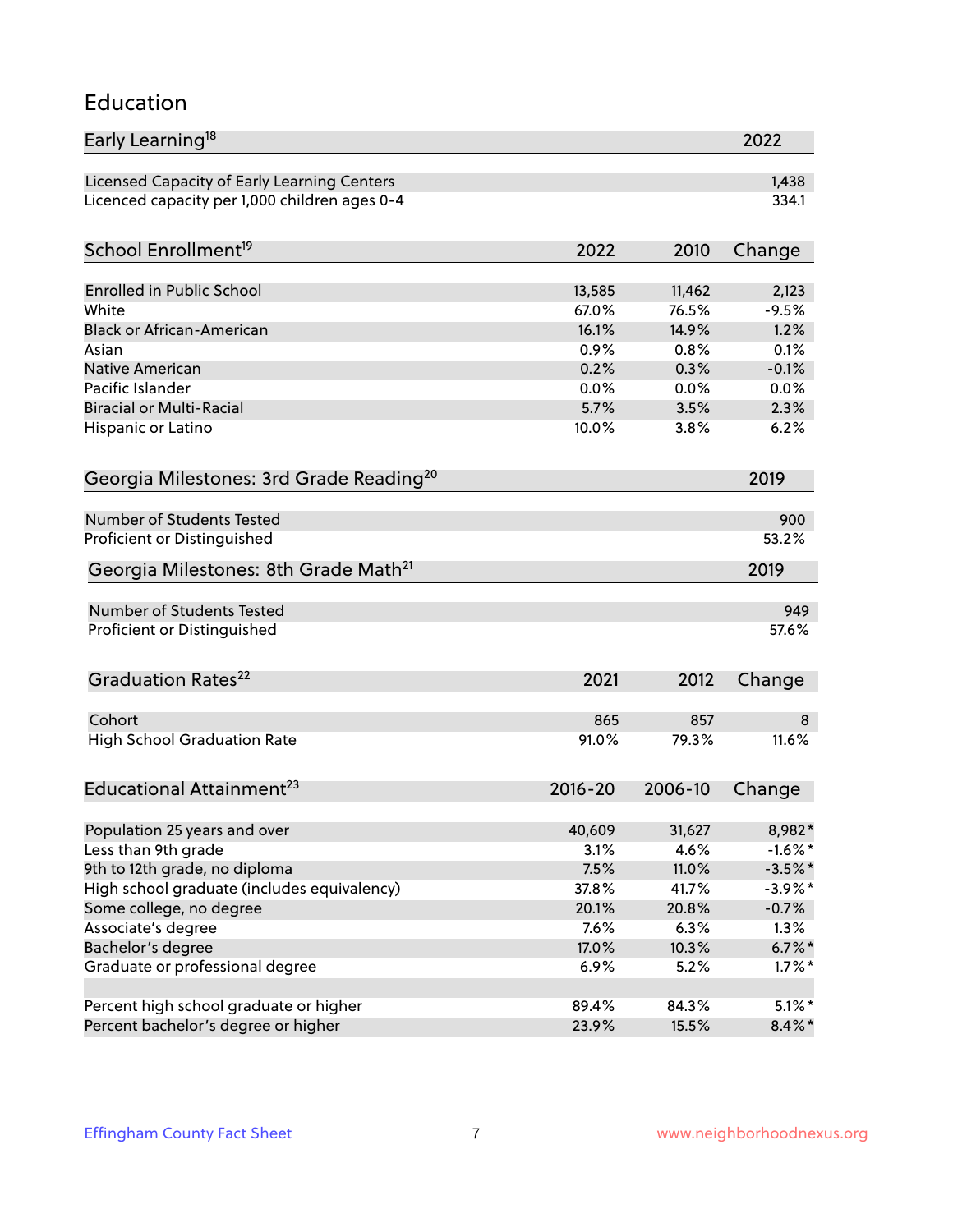# Education

| Early Learning[18] | 2022 |
|---|---|
| Licensed Capacity of Early Learning Centers | 1,438 |
| Licenced capacity per 1,000 children ages 0-4 | 334.1 |

| School Enrollment[19] | 2022 | 2010 | Change |
|---|---|---|---|
| Enrolled in Public School | 13,585 | 11,462 | 2,123 |
| White | 67.0% | 76.5% | -9.5% |
| Black or African-American | 16.1% | 14.9% | 1.2% |
| Asian | 0.9% | 0.8% | 0.1% |
| Native American | 0.2% | 0.3% | -0.1% |
| Pacific Islander | 0.0% | 0.0% | 0.0% |
| Biracial or Multi-Racial | 5.7% | 3.5% | 2.3% |
| Hispanic or Latino | 10.0% | 3.8% | 6.2% |

| Georgia Milestones: 3rd Grade Reading[20] | 2019 |
|---|---|
| Number of Students Tested | 900 |
| Proficient or Distinguished | 53.2% |

| Georgia Milestones: 8th Grade Math[21] | 2019 |
|---|---|
| Number of Students Tested | 949 |
| Proficient or Distinguished | 57.6% |

| Graduation Rates[22] | 2021 | 2012 | Change |
|---|---|---|---|
| Cohort | 865 | 857 | 8 |
| High School Graduation Rate | 91.0% | 79.3% | 11.6% |

| Educational Attainment[23] | 2016-20 | 2006-10 | Change |
|---|---|---|---|
| Population 25 years and over | 40,609 | 31,627 | 8,982* |
| Less than 9th grade | 3.1% | 4.6% | -1.6%* |
| 9th to 12th grade, no diploma | 7.5% | 11.0% | -3.5%* |
| High school graduate (includes equivalency) | 37.8% | 41.7% | -3.9%* |
| Some college, no degree | 20.1% | 20.8% | -0.7% |
| Associate's degree | 7.6% | 6.3% | 1.3% |
| Bachelor's degree | 17.0% | 10.3% | 6.7%* |
| Graduate or professional degree | 6.9% | 5.2% | 1.7%* |
| | | | |
| Percent high school graduate or higher | 89.4% | 84.3% | 5.1%* |
| Percent bachelor's degree or higher | 23.9% | 15.5% | 8.4%* |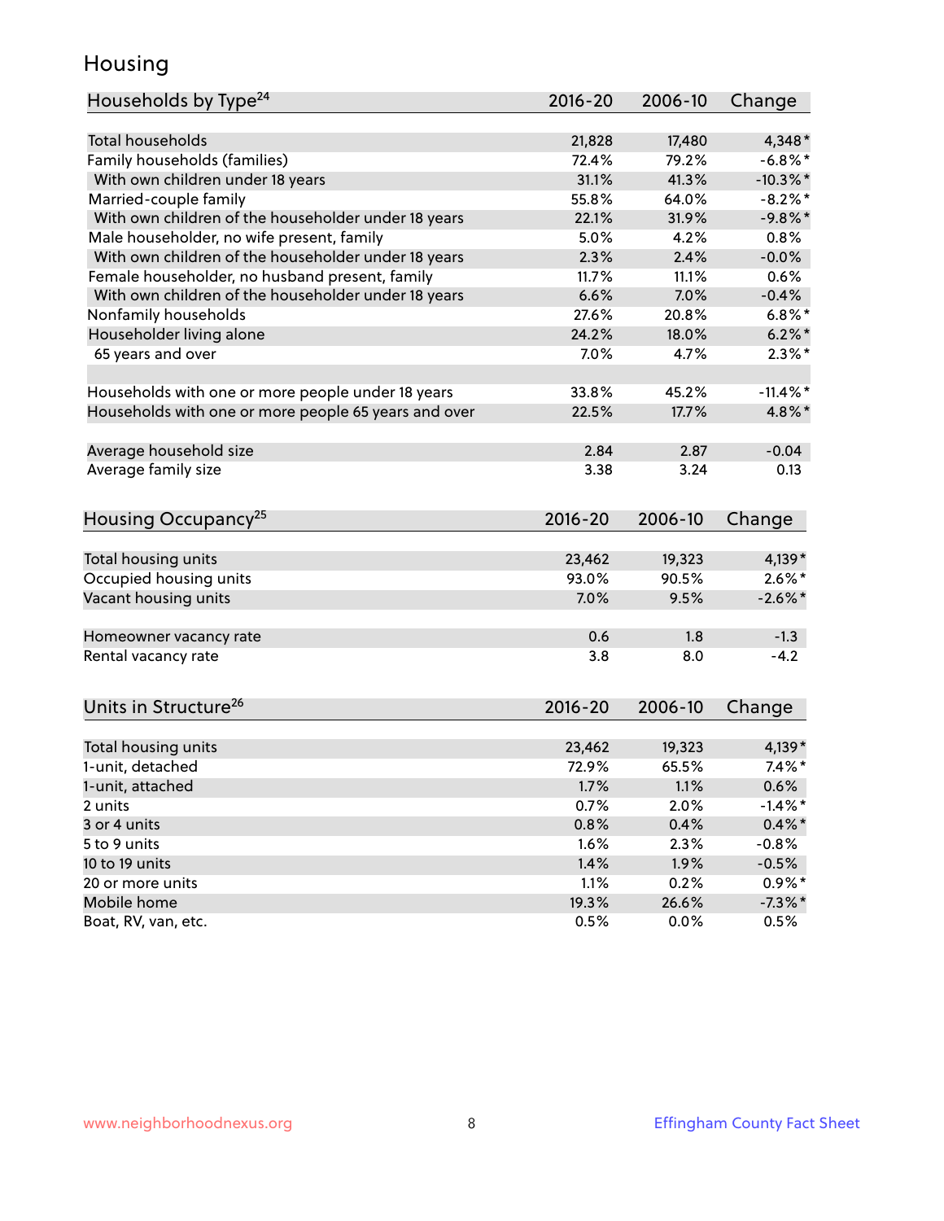# Housing

| Households by Type[24] | 2016-20 | 2006-10 | Change |
|---|---|---|---|
| Total households | 21,828 | 17,480 | 4,348* |
| Family households (families) | 72.4% | 79.2% | -6.8%* |
| With own children under 18 years | 31.1% | 41.3% | -10.3%* |
| Married-couple family | 55.8% | 64.0% | -8.2%* |
| With own children of the householder under 18 years | 22.1% | 31.9% | -9.8%* |
| Male householder, no wife present, family | 5.0% | 4.2% | 0.8% |
| With own children of the householder under 18 years | 2.3% | 2.4% | -0.0% |
| Female householder, no husband present, family | 11.7% | 11.1% | 0.6% |
| With own children of the householder under 18 years | 6.6% | 7.0% | -0.4% |
| Nonfamily households | 27.6% | 20.8% | 6.8%* |
| Householder living alone | 24.2% | 18.0% | 6.2%* |
| 65 years and over | 7.0% | 4.7% | 2.3%* |
| | | | |
| Households with one or more people under 18 years | 33.8% | 45.2% | -11.4%* |
| Households with one or more people 65 years and over | 22.5% | 17.7% | 4.8%* |
| | | | |
| Average household size | 2.84 | 2.87 | -0.04 |
| Average family size | 3.38 | 3.24 | 0.13 |

| Housing Occupancy[25] | 2016-20 | 2006-10 | Change |
|---|---|---|---|
| Total housing units | 23,462 | 19,323 | 4,139* |
| Occupied housing units | 93.0% | 90.5% | 2.6%* |
| Vacant housing units | 7.0% | 9.5% | -2.6%* |
| | | | |
| Homeowner vacancy rate | 0.6 | 1.8 | -1.3 |
| Rental vacancy rate | 3.8 | 8.0 | -4.2 |

| Units in Structure[26] | 2016-20 | 2006-10 | Change |
|---|---|---|---|
| Total housing units | 23,462 | 19,323 | 4,139* |
| 1-unit, detached | 72.9% | 65.5% | 7.4%* |
| 1-unit, attached | 1.7% | 1.1% | 0.6% |
| 2 units | 0.7% | 2.0% | -1.4%* |
| 3 or 4 units | 0.8% | 0.4% | 0.4%* |
| 5 to 9 units | 1.6% | 2.3% | -0.8% |
| 10 to 19 units | 1.4% | 1.9% | -0.5% |
| 20 or more units | 1.1% | 0.2% | 0.9%* |
| Mobile home | 19.3% | 26.6% | -7.3%* |
| Boat, RV, van, etc. | 0.5% | 0.0% | 0.5% |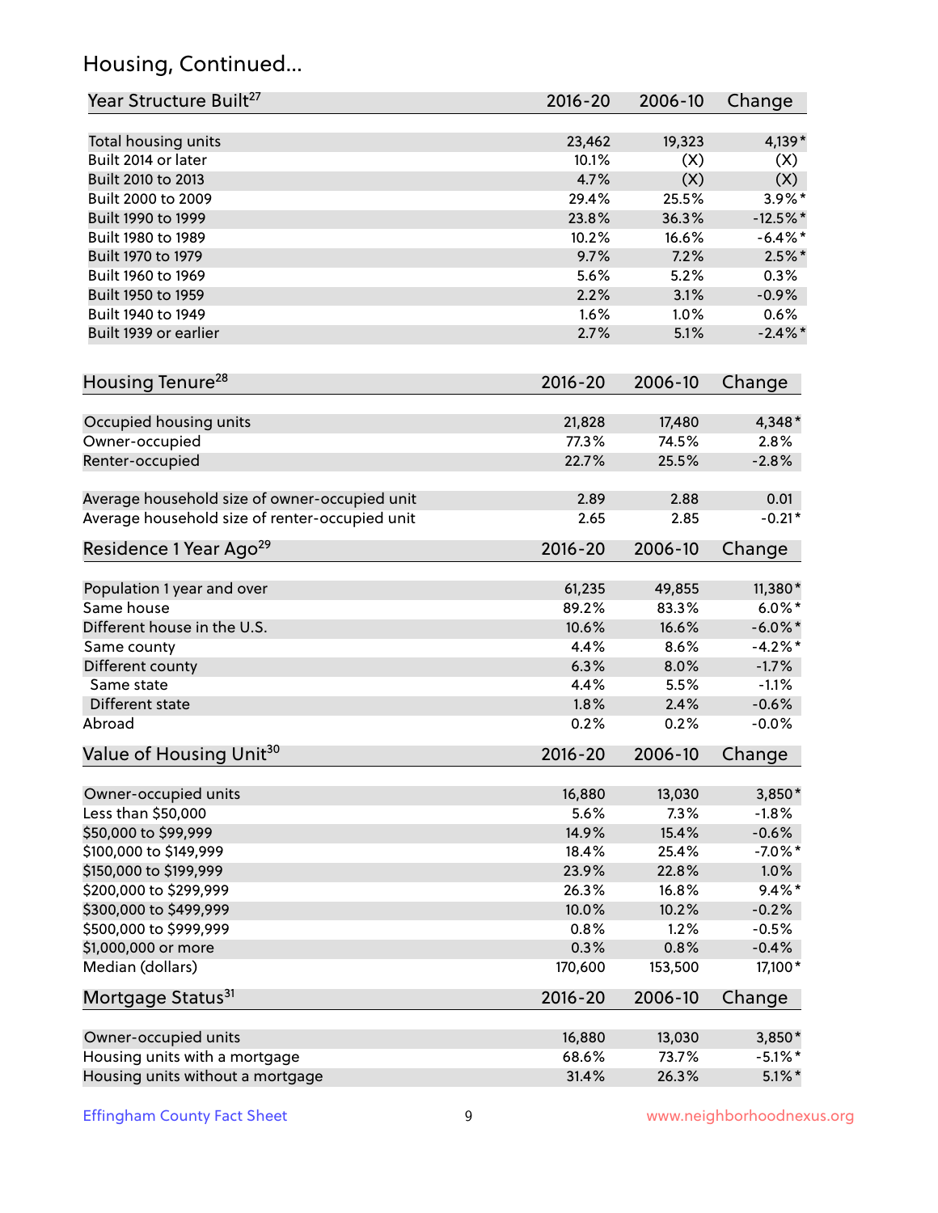## Housing, Continued...

| Year Structure Built[27] | 2016-20 | 2006-10 | Change |
|---|---|---|---|
| Total housing units | 23,462 | 19,323 | 4,139* |
| Built 2014 or later | 10.1% | (X) | (X) |
| Built 2010 to 2013 | 4.7% | (X) | (X) |
| Built 2000 to 2009 | 29.4% | 25.5% | 3.9%* |
| Built 1990 to 1999 | 23.8% | 36.3% | -12.5%* |
| Built 1980 to 1989 | 10.2% | 16.6% | -6.4%* |
| Built 1970 to 1979 | 9.7% | 7.2% | 2.5%* |
| Built 1960 to 1969 | 5.6% | 5.2% | 0.3% |
| Built 1950 to 1959 | 2.2% | 3.1% | -0.9% |
| Built 1940 to 1949 | 1.6% | 1.0% | 0.6% |
| Built 1939 or earlier | 2.7% | 5.1% | -2.4%* |

| Housing Tenure[28] | 2016-20 | 2006-10 | Change |
|---|---|---|---|
| Occupied housing units | 21,828 | 17,480 | 4,348* |
| Owner-occupied | 77.3% | 74.5% | 2.8% |
| Renter-occupied | 22.7% | 25.5% | -2.8% |
| Average household size of owner-occupied unit | 2.89 | 2.88 | 0.01 |
| Average household size of renter-occupied unit | 2.65 | 2.85 | -0.21* |

| Residence 1 Year Ago[29] | 2016-20 | 2006-10 | Change |
|---|---|---|---|
| Population 1 year and over | 61,235 | 49,855 | 11,380* |
| Same house | 89.2% | 83.3% | 6.0%* |
| Different house in the U.S. | 10.6% | 16.6% | -6.0%* |
| Same county | 4.4% | 8.6% | -4.2%* |
| Different county | 6.3% | 8.0% | -1.7% |
| Same state | 4.4% | 5.5% | -1.1% |
| Different state | 1.8% | 2.4% | -0.6% |
| Abroad | 0.2% | 0.2% | -0.0% |

| Value of Housing Unit[30] | 2016-20 | 2006-10 | Change |
|---|---|---|---|
| Owner-occupied units | 16,880 | 13,030 | 3,850* |
| Less than $50,000 | 5.6% | 7.3% | -1.8% |
| $50,000 to $99,999 | 14.9% | 15.4% | -0.6% |
| $100,000 to $149,999 | 18.4% | 25.4% | -7.0%* |
| $150,000 to $199,999 | 23.9% | 22.8% | 1.0% |
| $200,000 to $299,999 | 26.3% | 16.8% | 9.4%* |
| $300,000 to $499,999 | 10.0% | 10.2% | -0.2% |
| $500,000 to $999,999 | 0.8% | 1.2% | -0.5% |
| $1,000,000 or more | 0.3% | 0.8% | -0.4% |
| Median (dollars) | 170,600 | 153,500 | 17,100* |

| Mortgage Status[31] | 2016-20 | 2006-10 | Change |
|---|---|---|---|
| Owner-occupied units | 16,880 | 13,030 | 3,850* |
| Housing units with a mortgage | 68.6% | 73.7% | -5.1%* |
| Housing units without a mortgage | 31.4% | 26.3% | 5.1%* |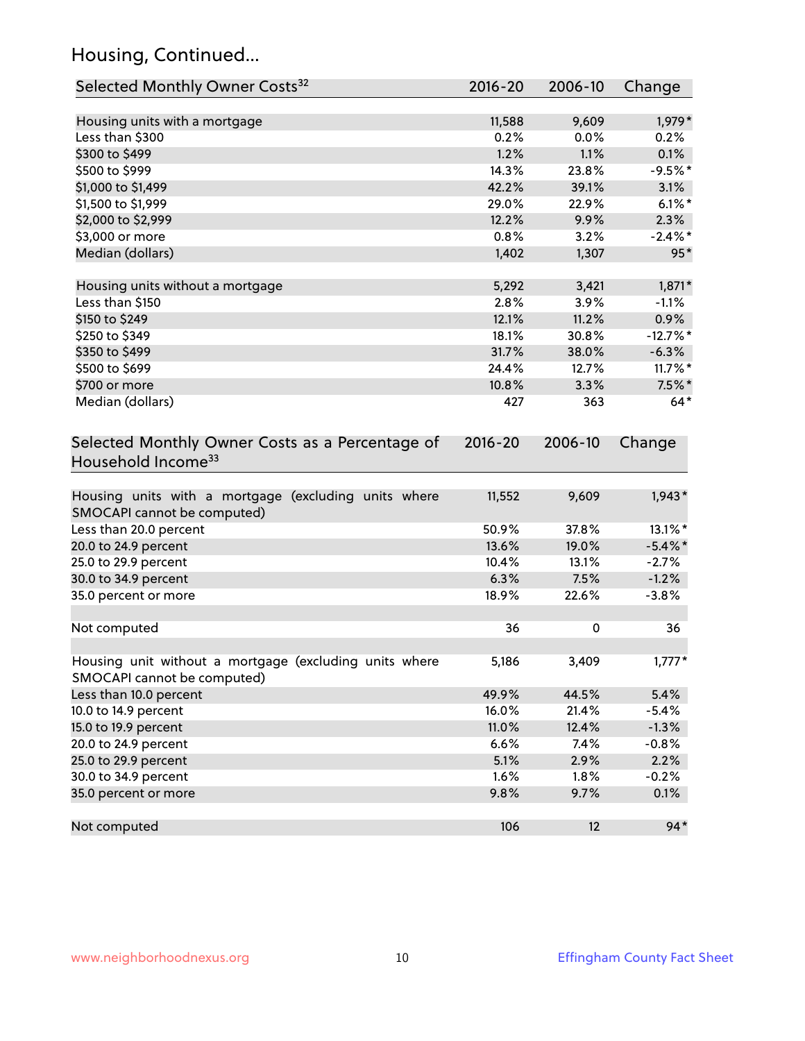## Housing, Continued...

| Selected Monthly Owner Costs[32] | 2016-20 | 2006-10 | Change |
|---|---|---|---|
| Housing units with a mortgage | 11,588 | 9,609 | 1,979* |
| Less than $300 | 0.2% | 0.0% | 0.2% |
| $300 to $499 | 1.2% | 1.1% | 0.1% |
| $500 to $999 | 14.3% | 23.8% | -9.5%* |
| $1,000 to $1,499 | 42.2% | 39.1% | 3.1% |
| $1,500 to $1,999 | 29.0% | 22.9% | 6.1%* |
| $2,000 to $2,999 | 12.2% | 9.9% | 2.3% |
| $3,000 or more | 0.8% | 3.2% | -2.4%* |
| Median (dollars) | 1,402 | 1,307 | 95* |
| | | | |
| Housing units without a mortgage | 5,292 | 3,421 | 1,871* |
| Less than $150 | 2.8% | 3.9% | -1.1% |
| $150 to $249 | 12.1% | 11.2% | 0.9% |
| $250 to $349 | 18.1% | 30.8% | -12.7%* |
| $350 to $499 | 31.7% | 38.0% | -6.3% |
| $500 to $699 | 24.4% | 12.7% | 11.7%* |
| $700 or more | 10.8% | 3.3% | 7.5%* |
| Median (dollars) | 427 | 363 | 64* |

| Selected Monthly Owner Costs as a Percentage of Household Income[33] | 2016-20 | 2006-10 | Change |
|---|---|---|---|
| Housing units with a mortgage (excluding units where SMOCAPI cannot be computed) | 11,552 | 9,609 | 1,943* |
| Less than 20.0 percent | 50.9% | 37.8% | 13.1%* |
| 20.0 to 24.9 percent | 13.6% | 19.0% | -5.4%* |
| 25.0 to 29.9 percent | 10.4% | 13.1% | -2.7% |
| 30.0 to 34.9 percent | 6.3% | 7.5% | -1.2% |
| 35.0 percent or more | 18.9% | 22.6% | -3.8% |
| | | | |
| Not computed | 36 | 0 | 36 |
| | | | |
| Housing unit without a mortgage (excluding units where SMOCAPI cannot be computed) | 5,186 | 3,409 | 1,777* |
| Less than 10.0 percent | 49.9% | 44.5% | 5.4% |
| 10.0 to 14.9 percent | 16.0% | 21.4% | -5.4% |
| 15.0 to 19.9 percent | 11.0% | 12.4% | -1.3% |
| 20.0 to 24.9 percent | 6.6% | 7.4% | -0.8% |
| 25.0 to 29.9 percent | 5.1% | 2.9% | 2.2% |
| 30.0 to 34.9 percent | 1.6% | 1.8% | -0.2% |
| 35.0 percent or more | 9.8% | 9.7% | 0.1% |
| | | | |
| Not computed | 106 | 12 | 94* |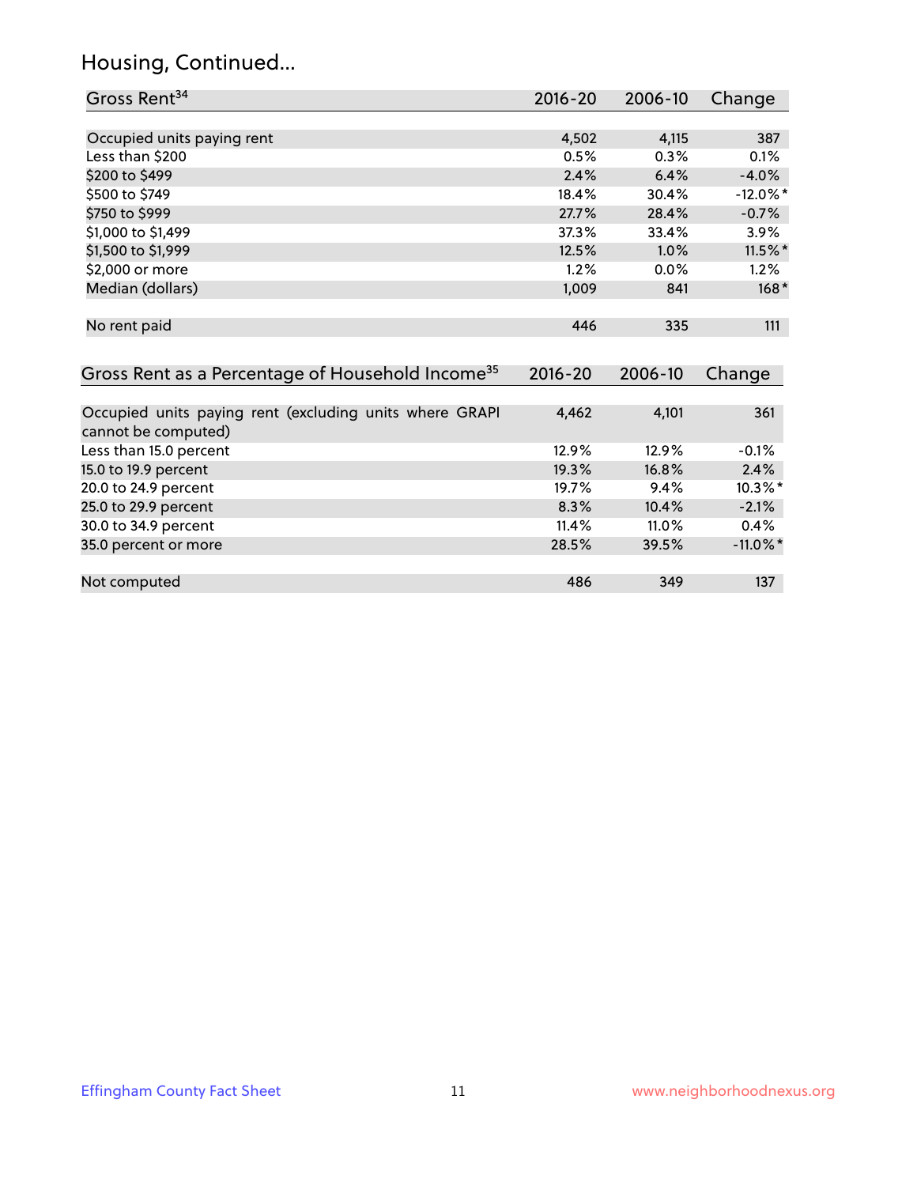## Housing, Continued...

| Gross Rent[34] | 2016-20 | 2006-10 | Change |
|---|---|---|---|
| Occupied units paying rent | 4,502 | 4,115 | 387 |
| Less than $200 | 0.5% | 0.3% | 0.1% |
| $200 to $499 | 2.4% | 6.4% | -4.0% |
| $500 to $749 | 18.4% | 30.4% | -12.0%* |
| $750 to $999 | 27.7% | 28.4% | -0.7% |
| $1,000 to $1,499 | 37.3% | 33.4% | 3.9% |
| $1,500 to $1,999 | 12.5% | 1.0% | 11.5%* |
| $2,000 or more | 1.2% | 0.0% | 1.2% |
| Median (dollars) | 1,009 | 841 | 168* |
| No rent paid | 446 | 335 | 111 |

| Gross Rent as a Percentage of Household Income[35] | 2016-20 | 2006-10 | Change |
|---|---|---|---|
| Occupied units paying rent (excluding units where GRAPI cannot be computed) | 4,462 | 4,101 | 361 |
| Less than 15.0 percent | 12.9% | 12.9% | -0.1% |
| 15.0 to 19.9 percent | 19.3% | 16.8% | 2.4% |
| 20.0 to 24.9 percent | 19.7% | 9.4% | 10.3%* |
| 25.0 to 29.9 percent | 8.3% | 10.4% | -2.1% |
| 30.0 to 34.9 percent | 11.4% | 11.0% | 0.4% |
| 35.0 percent or more | 28.5% | 39.5% | -11.0%* |
| Not computed | 486 | 349 | 137 |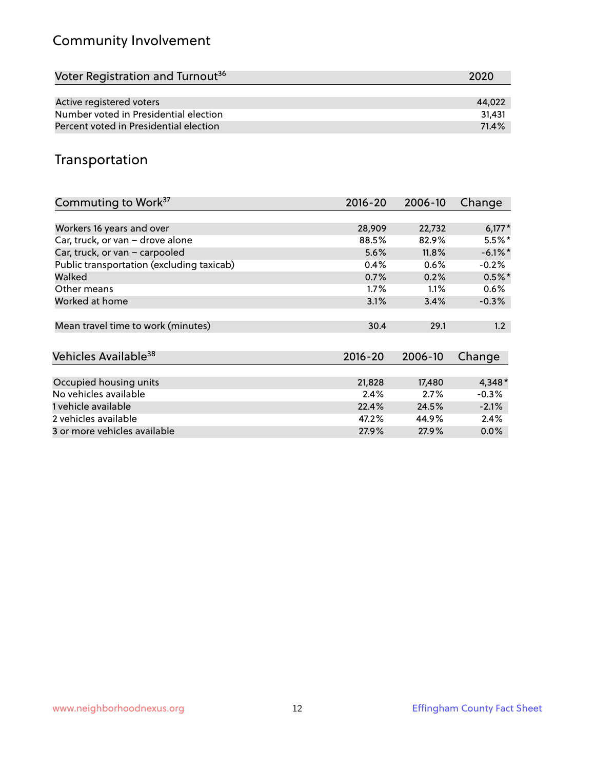## Community Involvement

| Voter Registration and Turnout[36] | 2020 |
|---|---|
| Active registered voters | 44,022 |
| Number voted in Presidential election | 31,431 |
| Percent voted in Presidential election | 71.4% |

## Transportation

| Commuting to Work[37] | 2016-20 | 2006-10 | Change |
|---|---|---|---|
| Workers 16 years and over | 28,909 | 22,732 | 6,177* |
| Car, truck, or van – drove alone | 88.5% | 82.9% | 5.5%* |
| Car, truck, or van – carpooled | 5.6% | 11.8% | -6.1%* |
| Public transportation (excluding taxicab) | 0.4% | 0.6% | -0.2% |
| Walked | 0.7% | 0.2% | 0.5%* |
| Other means | 1.7% | 1.1% | 0.6% |
| Worked at home | 3.1% | 3.4% | -0.3% |
| Mean travel time to work (minutes) | 30.4 | 29.1 | 1.2 |

| Vehicles Available[38] | 2016-20 | 2006-10 | Change |
|---|---|---|---|
| Occupied housing units | 21,828 | 17,480 | 4,348* |
| No vehicles available | 2.4% | 2.7% | -0.3% |
| 1 vehicle available | 22.4% | 24.5% | -2.1% |
| 2 vehicles available | 47.2% | 44.9% | 2.4% |
| 3 or more vehicles available | 27.9% | 27.9% | 0.0% |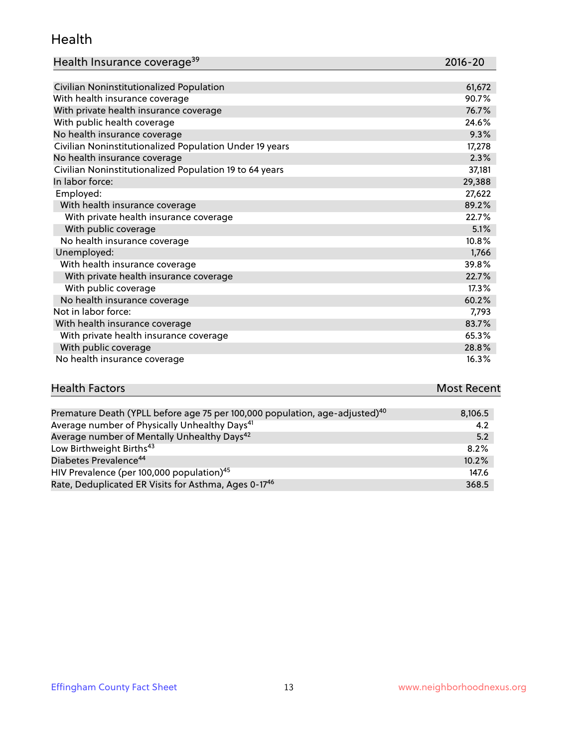## Health

| Health Insurance coverage[39] | 2016-20 |
|---|---|
| Civilian Noninstitutionalized Population | 61,672 |
| With health insurance coverage | 90.7% |
| With private health insurance coverage | 76.7% |
| With public health coverage | 24.6% |
| No health insurance coverage | 9.3% |
| Civilian Noninstitutionalized Population Under 19 years | 17,278 |
| No health insurance coverage | 2.3% |
| Civilian Noninstitutionalized Population 19 to 64 years | 37,181 |
| In labor force: | 29,388 |
| Employed: | 27,622 |
| With health insurance coverage | 89.2% |
| With private health insurance coverage | 22.7% |
| With public coverage | 5.1% |
| No health insurance coverage | 10.8% |
| Unemployed: | 1,766 |
| With health insurance coverage | 39.8% |
| With private health insurance coverage | 22.7% |
| With public coverage | 17.3% |
| No health insurance coverage | 60.2% |
| Not in labor force: | 7,793 |
| With health insurance coverage | 83.7% |
| With private health insurance coverage | 65.3% |
| With public coverage | 28.8% |
| No health insurance coverage | 16.3% |

| Health Factors | Most Recent |
|---|---|
| Premature Death (YPLL before age 75 per 100,000 population, age-adjusted)[40] | 8,106.5 |
| Average number of Physically Unhealthy Days[41] | 4.2 |
| Average number of Mentally Unhealthy Days[42] | 5.2 |
| Low Birthweight Births[43] | 8.2% |
| Diabetes Prevalence[44] | 10.2% |
| HIV Prevalence (per 100,000 population)[45] | 147.6 |
| Rate, Deduplicated ER Visits for Asthma, Ages 0-17[46] | 368.5 |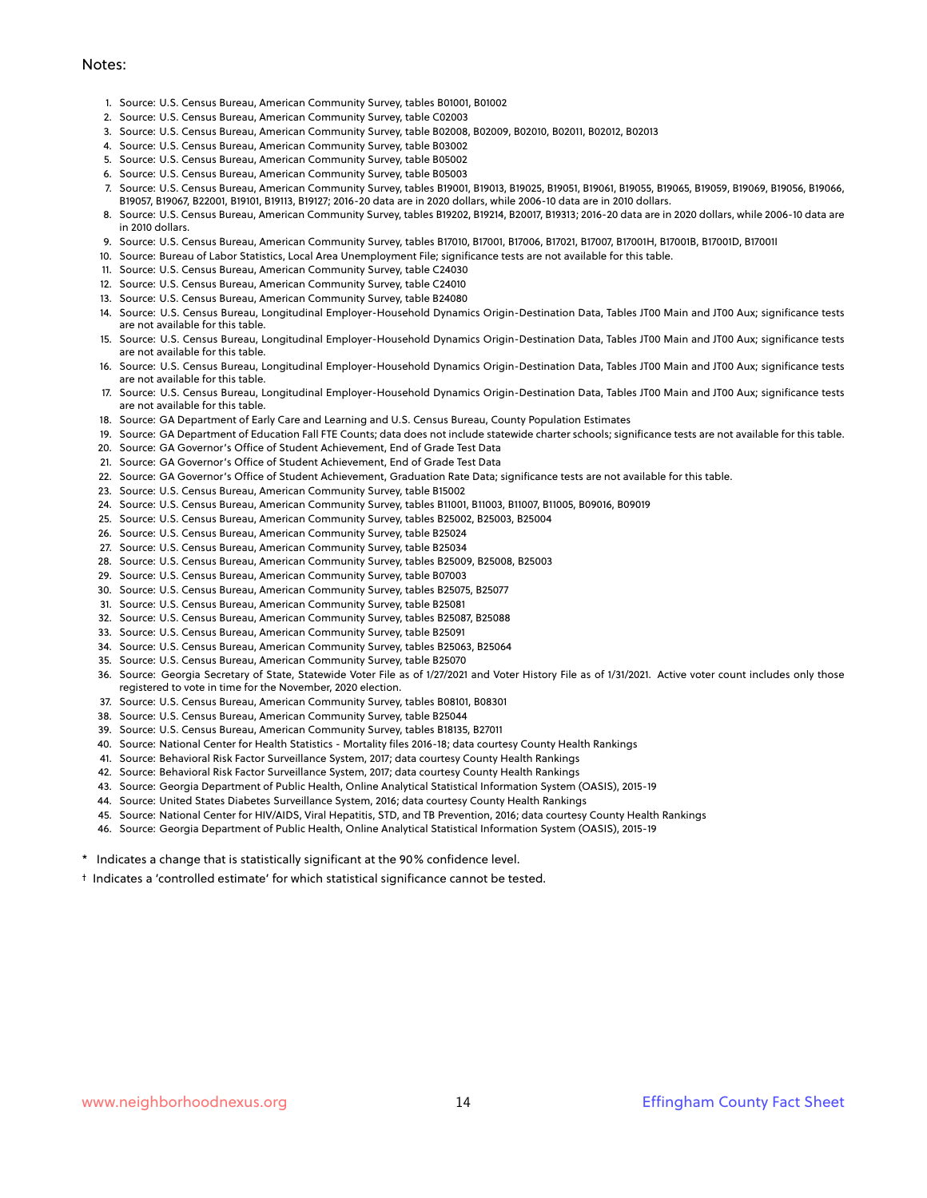Notes:

1. Source: U.S. Census Bureau, American Community Survey, tables B01001, B01002
2. Source: U.S. Census Bureau, American Community Survey, table C02003
3. Source: U.S. Census Bureau, American Community Survey, table B02008, B02009, B02010, B02011, B02012, B02013
4. Source: U.S. Census Bureau, American Community Survey, table B03002
5. Source: U.S. Census Bureau, American Community Survey, table B05002
6. Source: U.S. Census Bureau, American Community Survey, table B05003
7. Source: U.S. Census Bureau, American Community Survey, tables B19001, B19013, B19025, B19051, B19061, B19055, B19065, B19059, B19069, B19056, B19066, B19057, B19067, B22001, B19101, B19113, B19127; 2016-20 data are in 2020 dollars, while 2006-10 data are in 2010 dollars.
8. Source: U.S. Census Bureau, American Community Survey, tables B19202, B19214, B20017, B19313; 2016-20 data are in 2020 dollars, while 2006-10 data are in 2010 dollars.
9. Source: U.S. Census Bureau, American Community Survey, tables B17010, B17001, B17006, B17021, B17007, B17001H, B17001B, B17001D, B17001I
10. Source: Bureau of Labor Statistics, Local Area Unemployment File; significance tests are not available for this table.
11. Source: U.S. Census Bureau, American Community Survey, table C24030
12. Source: U.S. Census Bureau, American Community Survey, table C24010
13. Source: U.S. Census Bureau, American Community Survey, table B24080
14. Source: U.S. Census Bureau, Longitudinal Employer-Household Dynamics Origin-Destination Data, Tables JT00 Main and JT00 Aux; significance tests are not available for this table.
15. Source: U.S. Census Bureau, Longitudinal Employer-Household Dynamics Origin-Destination Data, Tables JT00 Main and JT00 Aux; significance tests are not available for this table.
16. Source: U.S. Census Bureau, Longitudinal Employer-Household Dynamics Origin-Destination Data, Tables JT00 Main and JT00 Aux; significance tests are not available for this table.
17. Source: U.S. Census Bureau, Longitudinal Employer-Household Dynamics Origin-Destination Data, Tables JT00 Main and JT00 Aux; significance tests are not available for this table.
18. Source: GA Department of Early Care and Learning and U.S. Census Bureau, County Population Estimates
19. Source: GA Department of Education Fall FTE Counts; data does not include statewide charter schools; significance tests are not available for this table.
20. Source: GA Governor's Office of Student Achievement, End of Grade Test Data
21. Source: GA Governor's Office of Student Achievement, End of Grade Test Data
22. Source: GA Governor's Office of Student Achievement, Graduation Rate Data; significance tests are not available for this table.
23. Source: U.S. Census Bureau, American Community Survey, table B15002
24. Source: U.S. Census Bureau, American Community Survey, tables B11001, B11003, B11007, B11005, B09016, B09019
25. Source: U.S. Census Bureau, American Community Survey, tables B25002, B25003, B25004
26. Source: U.S. Census Bureau, American Community Survey, table B25024
27. Source: U.S. Census Bureau, American Community Survey, table B25034
28. Source: U.S. Census Bureau, American Community Survey, tables B25009, B25008, B25003
29. Source: U.S. Census Bureau, American Community Survey, table B07003
30. Source: U.S. Census Bureau, American Community Survey, tables B25075, B25077
31. Source: U.S. Census Bureau, American Community Survey, table B25081
32. Source: U.S. Census Bureau, American Community Survey, tables B25087, B25088
33. Source: U.S. Census Bureau, American Community Survey, table B25091
34. Source: U.S. Census Bureau, American Community Survey, tables B25063, B25064
35. Source: U.S. Census Bureau, American Community Survey, table B25070
36. Source: Georgia Secretary of State, Statewide Voter File as of 1/27/2021 and Voter History File as of 1/31/2021. Active voter count includes only those registered to vote in time for the November, 2020 election.
37. Source: U.S. Census Bureau, American Community Survey, tables B08101, B08301
38. Source: U.S. Census Bureau, American Community Survey, table B25044
39. Source: U.S. Census Bureau, American Community Survey, tables B18135, B27011
40. Source: National Center for Health Statistics - Mortality files 2016-18; data courtesy County Health Rankings
41. Source: Behavioral Risk Factor Surveillance System, 2017; data courtesy County Health Rankings
42. Source: Behavioral Risk Factor Surveillance System, 2017; data courtesy County Health Rankings
43. Source: Georgia Department of Public Health, Online Analytical Statistical Information System (OASIS), 2015-19
44. Source: United States Diabetes Surveillance System, 2016; data courtesy County Health Rankings
45. Source: National Center for HIV/AIDS, Viral Hepatitis, STD, and TB Prevention, 2016; data courtesy County Health Rankings
46. Source: Georgia Department of Public Health, Online Analytical Statistical Information System (OASIS), 2015-19

\* Indicates a change that is statistically significant at the 90% confidence level.

† Indicates a 'controlled estimate' for which statistical significance cannot be tested.